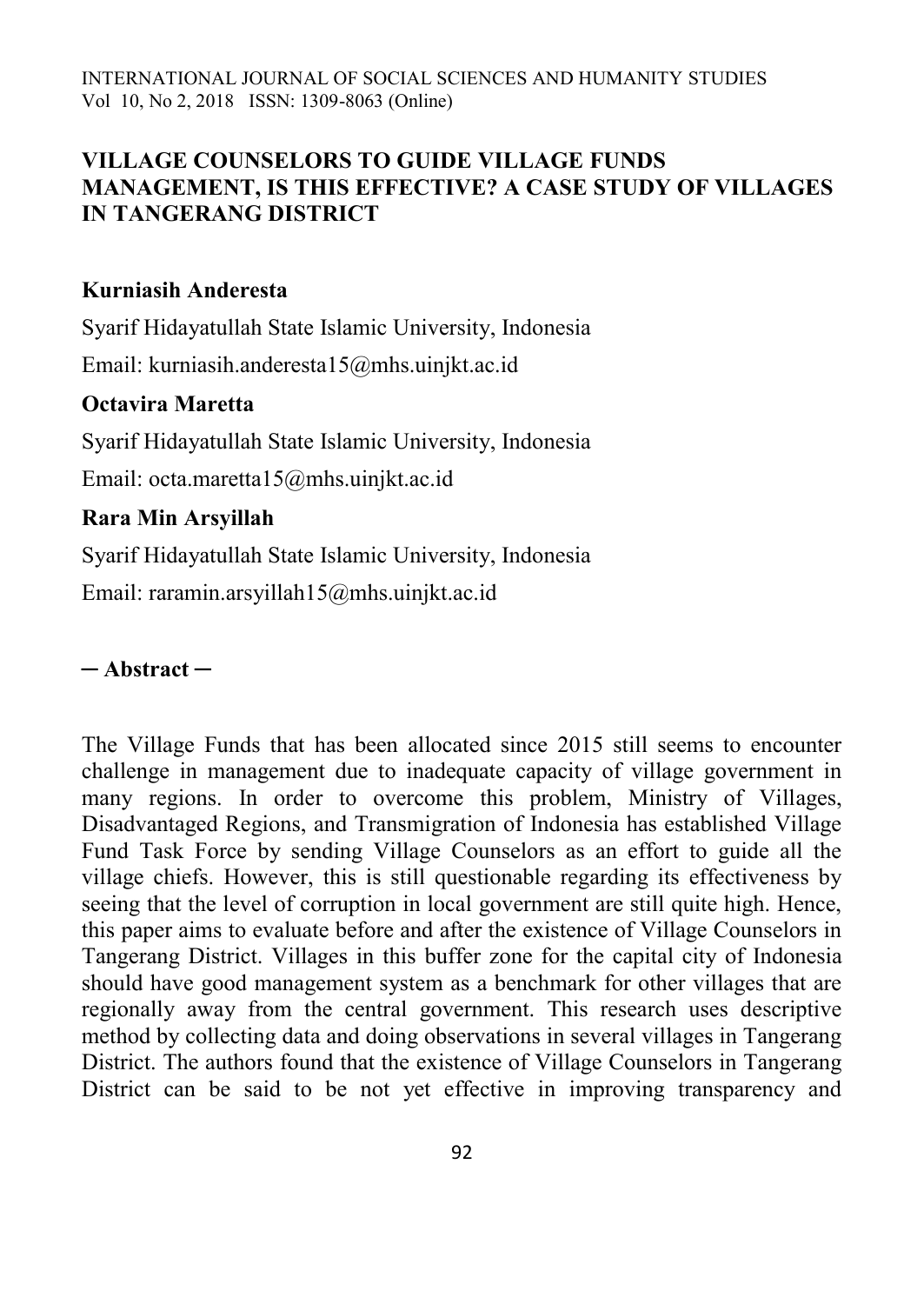# VILLAGE COUNSELORS TO GUIDE VILLAGE FUNDS MANAGEMENT, IS THIS EFFECTIVE? A CASE STUDY OF VILLAGES IN TANGERANG DISTRICT

**Kurniasih Anderesta**

Syarif Hidayatullah State Islamic University, Indonesia

Email: kurniasih.anderesta15@mhs.uinjkt.ac.id

**Octavira Maretta**

Syarif Hidayatullah State Islamic University, Indonesia

Email: octa.maretta15@mhs.uinjkt.ac.id

**Rara Min Arsyillah**

Syarif Hidayatullah State Islamic University, Indonesia

Email: raramin.arsyillah15@mhs.uinjkt.ac.id

## ─ Abstract ─

The Village Funds that has been allocated since 2015 still seems to encounter challenge in management due to inadequate capacity of village government in many regions. In order to overcome this problem, Ministry of Villages, Disadvantaged Regions, and Transmigration of Indonesia has established Village Fund Task Force by sending Village Counselors as an effort to guide all the village chiefs. However, this is still questionable regarding its effectiveness by seeing that the level of corruption in local government are still quite high. Hence, this paper aims to evaluate before and after the existence of Village Counselors in Tangerang District. Villages in this buffer zone for the capital city of Indonesia should have good management system as a benchmark for other villages that are regionally away from the central government. This research uses descriptive method by collecting data and doing observations in several villages in Tangerang District. The authors found that the existence of Village Counselors in Tangerang District can be said to be not yet effective in improving transparency and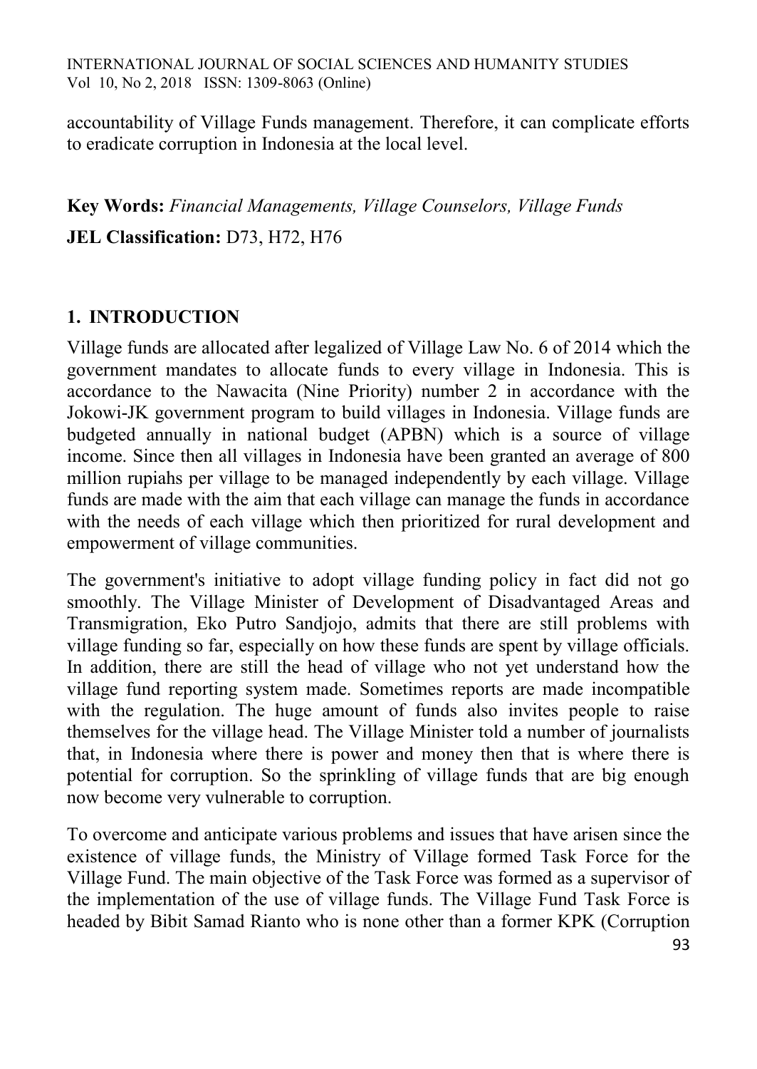accountability of Village Funds management. Therefore, it can complicate efforts to eradicate corruption in Indonesia at the local level.

**Key Words:** *Financial Managements, Village Counselors, Village Funds*

**JEL Classification:** D73, H72, H76

## 1. INTRODUCTION

Village funds are allocated after legalized of Village Law No. 6 of 2014 which the government mandates to allocate funds to every village in Indonesia. This is accordance to the Nawacita (Nine Priority) number 2 in accordance with the Jokowi-JK government program to build villages in Indonesia. Village funds are budgeted annually in national budget (APBN) which is a source of village income. Since then all villages in Indonesia have been granted an average of 800 million rupiahs per village to be managed independently by each village. Village funds are made with the aim that each village can manage the funds in accordance with the needs of each village which then prioritized for rural development and empowerment of village communities.

The government's initiative to adopt village funding policy in fact did not go smoothly. The Village Minister of Development of Disadvantaged Areas and Transmigration, Eko Putro Sandjojo, admits that there are still problems with village funding so far, especially on how these funds are spent by village officials. In addition, there are still the head of village who not yet understand how the village fund reporting system made. Sometimes reports are made incompatible with the regulation. The huge amount of funds also invites people to raise themselves for the village head. The Village Minister told a number of journalists that, in Indonesia where there is power and money then that is where there is potential for corruption. So the sprinkling of village funds that are big enough now become very vulnerable to corruption.

To overcome and anticipate various problems and issues that have arisen since the existence of village funds, the Ministry of Village formed Task Force for the Village Fund. The main objective of the Task Force was formed as a supervisor of the implementation of the use of village funds. The Village Fund Task Force is headed by Bibit Samad Rianto who is none other than a former KPK (Corruption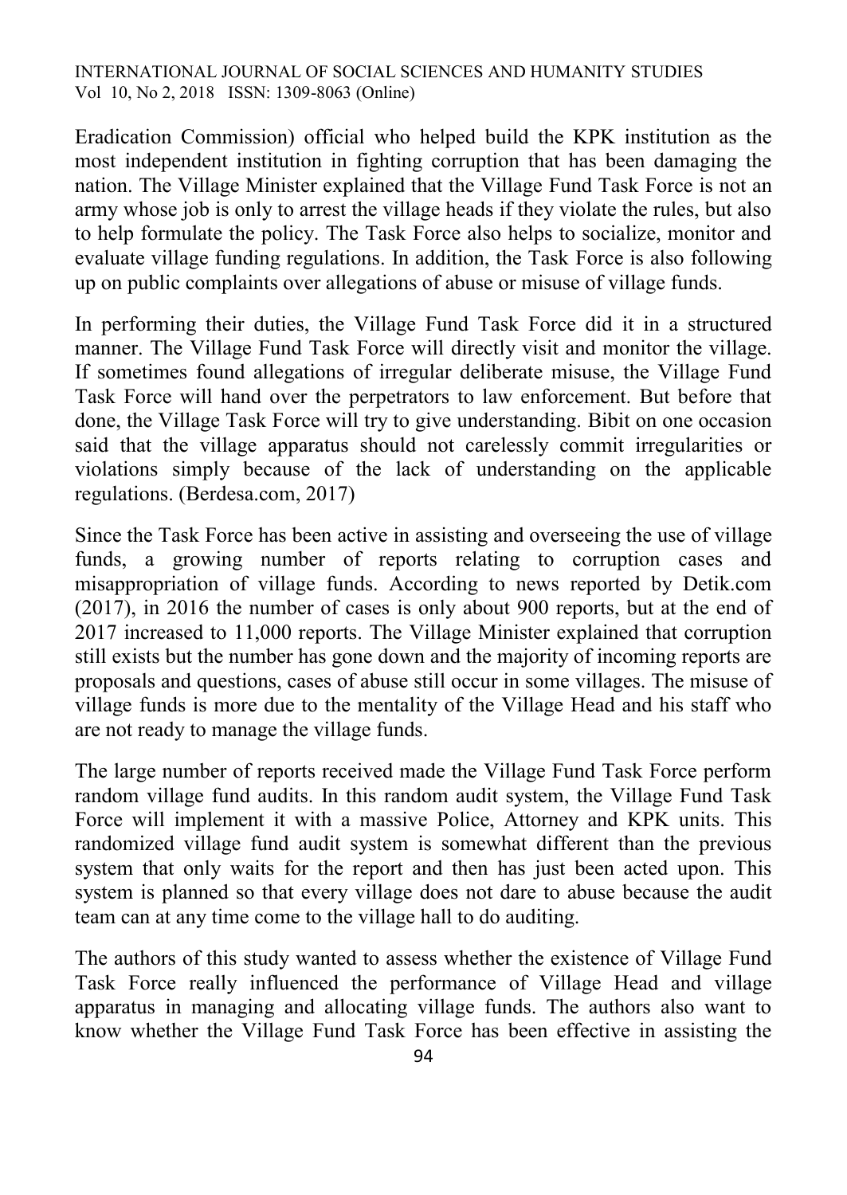Eradication Commission) official who helped build the KPK institution as the most independent institution in fighting corruption that has been damaging the nation. The Village Minister explained that the Village Fund Task Force is not an army whose job is only to arrest the village heads if they violate the rules, but also to help formulate the policy. The Task Force also helps to socialize, monitor and evaluate village funding regulations. In addition, the Task Force is also following up on public complaints over allegations of abuse or misuse of village funds.

In performing their duties, the Village Fund Task Force did it in a structured manner. The Village Fund Task Force will directly visit and monitor the village. If sometimes found allegations of irregular deliberate misuse, the Village Fund Task Force will hand over the perpetrators to law enforcement. But before that done, the Village Task Force will try to give understanding. Bibit on one occasion said that the village apparatus should not carelessly commit irregularities or violations simply because of the lack of understanding on the applicable regulations. (Berdesa.com, 2017)

Since the Task Force has been active in assisting and overseeing the use of village funds, a growing number of reports relating to corruption cases and misappropriation of village funds. According to news reported by Detik.com (2017), in 2016 the number of cases is only about 900 reports, but at the end of 2017 increased to 11,000 reports. The Village Minister explained that corruption still exists but the number has gone down and the majority of incoming reports are proposals and questions, cases of abuse still occur in some villages. The misuse of village funds is more due to the mentality of the Village Head and his staff who are not ready to manage the village funds.

The large number of reports received made the Village Fund Task Force perform random village fund audits. In this random audit system, the Village Fund Task Force will implement it with a massive Police, Attorney and KPK units. This randomized village fund audit system is somewhat different than the previous system that only waits for the report and then has just been acted upon. This system is planned so that every village does not dare to abuse because the audit team can at any time come to the village hall to do auditing.

The authors of this study wanted to assess whether the existence of Village Fund Task Force really influenced the performance of Village Head and village apparatus in managing and allocating village funds. The authors also want to know whether the Village Fund Task Force has been effective in assisting the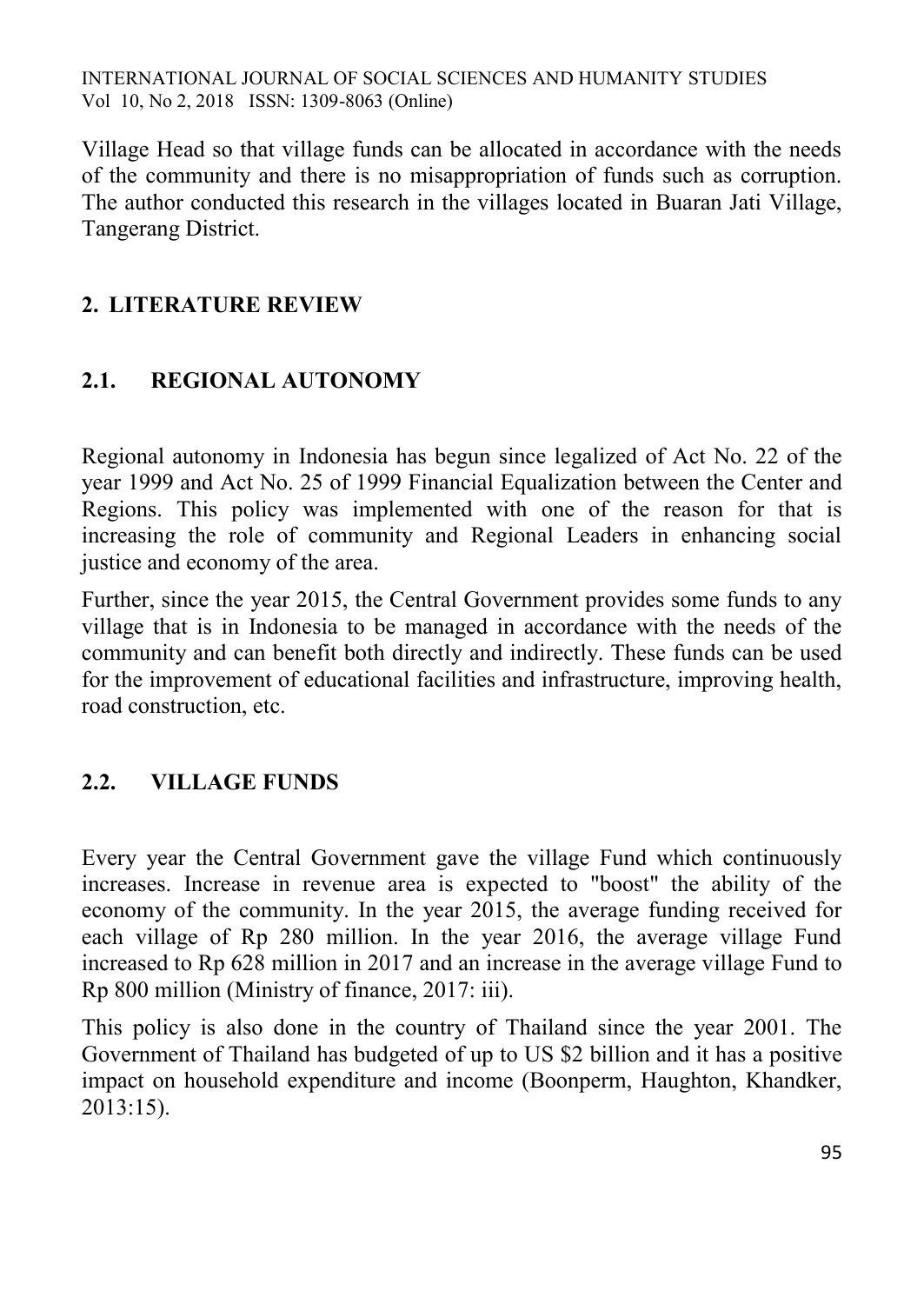Village Head so that village funds can be allocated in accordance with the needs of the community and there is no misappropriation of funds such as corruption. The author conducted this research in the villages located in Buaran Jati Village, Tangerang District.

## 2. LITERATURE REVIEW

### 2.1. REGIONAL AUTONOMY

Regional autonomy in Indonesia has begun since legalized of Act No. 22 of the year 1999 and Act No. 25 of 1999 Financial Equalization between the Center and Regions. This policy was implemented with one of the reason for that is increasing the role of community and Regional Leaders in enhancing social justice and economy of the area.

Further, since the year 2015, the Central Government provides some funds to any village that is in Indonesia to be managed in accordance with the needs of the community and can benefit both directly and indirectly. These funds can be used for the improvement of educational facilities and infrastructure, improving health, road construction, etc.

### 2.2. VILLAGE FUNDS

Every year the Central Government gave the village Fund which continuously increases. Increase in revenue area is expected to "boost" the ability of the economy of the community. In the year 2015, the average funding received for each village of Rp 280 million. In the year 2016, the average village Fund increased to Rp 628 million in 2017 and an increase in the average village Fund to Rp 800 million (Ministry of finance, 2017: iii).

This policy is also done in the country of Thailand since the year 2001. The Government of Thailand has budgeted of up to US $2 billion and it has a positive impact on household expenditure and income (Boonperm, Haughton, Khandker, 2013:15).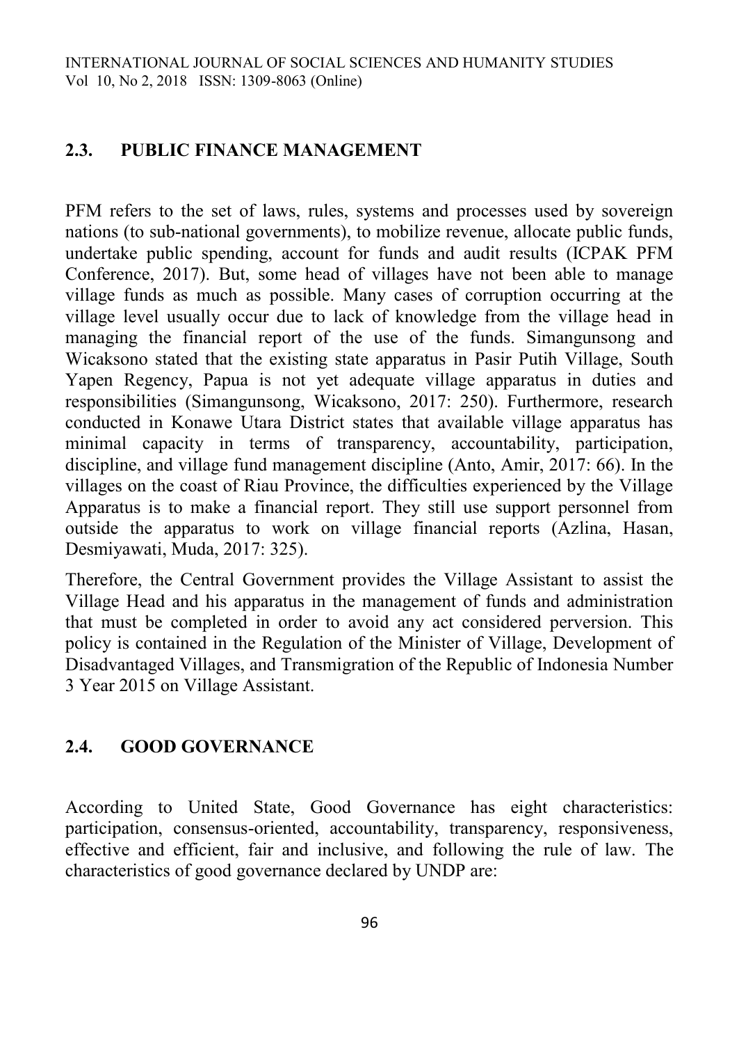## 2.3. PUBLIC FINANCE MANAGEMENT

PFM refers to the set of laws, rules, systems and processes used by sovereign nations (to sub-national governments), to mobilize revenue, allocate public funds, undertake public spending, account for funds and audit results (ICPAK PFM Conference, 2017). But, some head of villages have not been able to manage village funds as much as possible. Many cases of corruption occurring at the village level usually occur due to lack of knowledge from the village head in managing the financial report of the use of the funds. Simangunsong and Wicaksono stated that the existing state apparatus in Pasir Putih Village, South Yapen Regency, Papua is not yet adequate village apparatus in duties and responsibilities (Simangunsong, Wicaksono, 2017: 250). Furthermore, research conducted in Konawe Utara District states that available village apparatus has minimal capacity in terms of transparency, accountability, participation, discipline, and village fund management discipline (Anto, Amir, 2017: 66). In the villages on the coast of Riau Province, the difficulties experienced by the Village Apparatus is to make a financial report. They still use support personnel from outside the apparatus to work on village financial reports (Azlina, Hasan, Desmiyawati, Muda, 2017: 325).

Therefore, the Central Government provides the Village Assistant to assist the Village Head and his apparatus in the management of funds and administration that must be completed in order to avoid any act considered perversion. This policy is contained in the Regulation of the Minister of Village, Development of Disadvantaged Villages, and Transmigration of the Republic of Indonesia Number 3 Year 2015 on Village Assistant.

## 2.4. GOOD GOVERNANCE

According to United State, Good Governance has eight characteristics: participation, consensus-oriented, accountability, transparency, responsiveness, effective and efficient, fair and inclusive, and following the rule of law. The characteristics of good governance declared by UNDP are: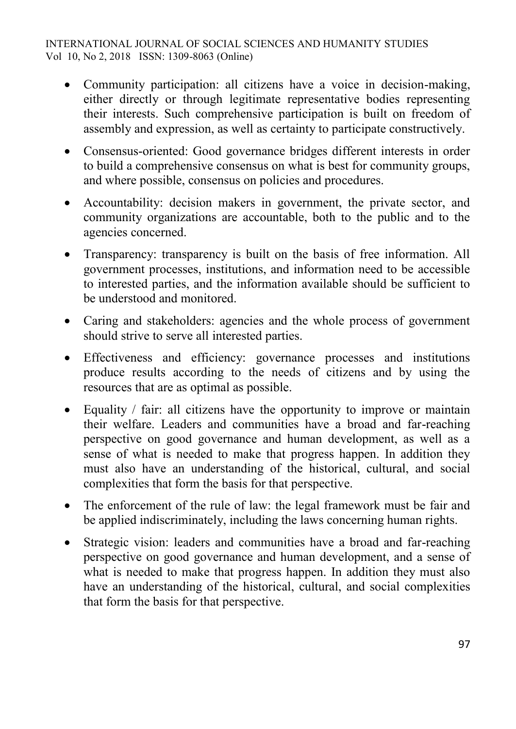- Community participation: all citizens have a voice in decision-making, either directly or through legitimate representative bodies representing their interests. Such comprehensive participation is built on freedom of assembly and expression, as well as certainty to participate constructively.
- Consensus-oriented: Good governance bridges different interests in order to build a comprehensive consensus on what is best for community groups, and where possible, consensus on policies and procedures.
- Accountability: decision makers in government, the private sector, and community organizations are accountable, both to the public and to the agencies concerned.
- Transparency: transparency is built on the basis of free information. All government processes, institutions, and information need to be accessible to interested parties, and the information available should be sufficient to be understood and monitored.
- Caring and stakeholders: agencies and the whole process of government should strive to serve all interested parties.
- Effectiveness and efficiency: governance processes and institutions produce results according to the needs of citizens and by using the resources that are as optimal as possible.
- Equality / fair: all citizens have the opportunity to improve or maintain their welfare. Leaders and communities have a broad and far-reaching perspective on good governance and human development, as well as a sense of what is needed to make that progress happen. In addition they must also have an understanding of the historical, cultural, and social complexities that form the basis for that perspective.
- The enforcement of the rule of law: the legal framework must be fair and be applied indiscriminately, including the laws concerning human rights.
- Strategic vision: leaders and communities have a broad and far-reaching perspective on good governance and human development, and a sense of what is needed to make that progress happen. In addition they must also have an understanding of the historical, cultural, and social complexities that form the basis for that perspective.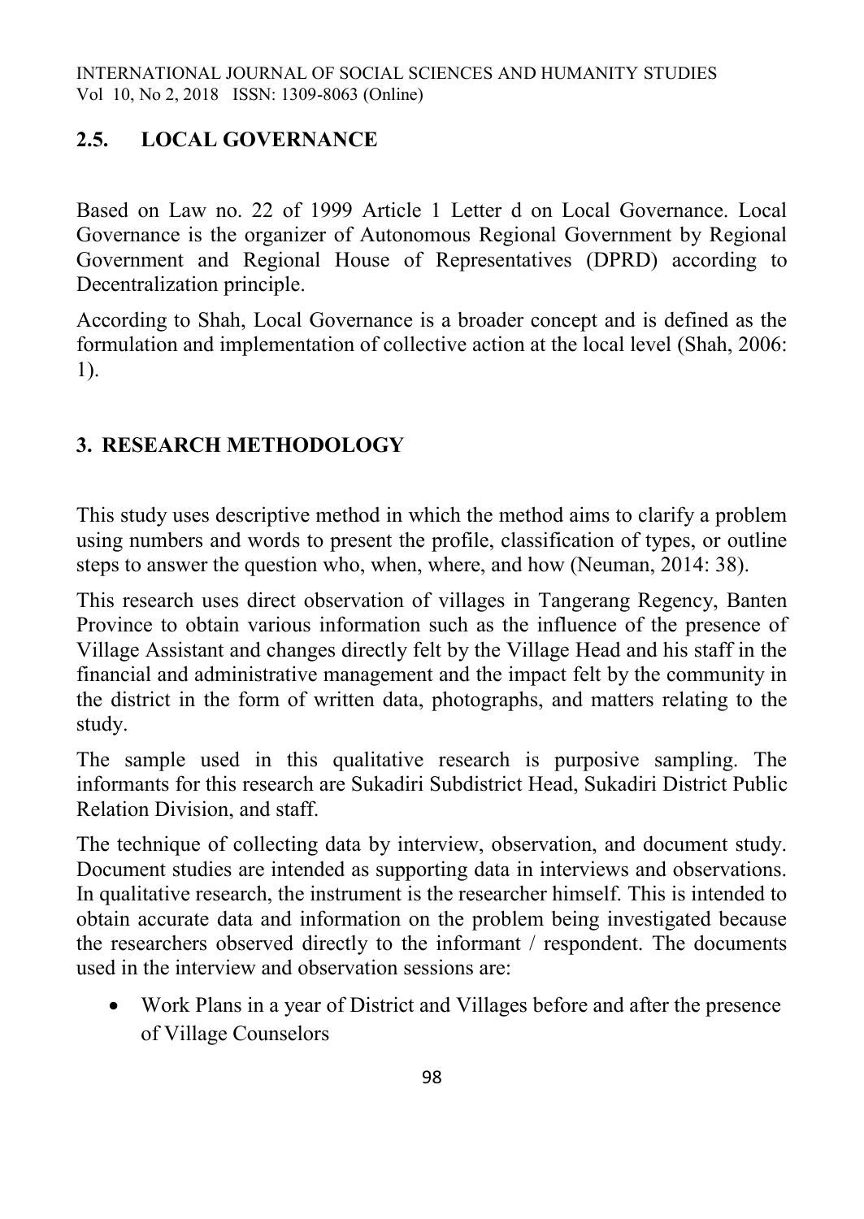## 2.5. LOCAL GOVERNANCE

Based on Law no. 22 of 1999 Article 1 Letter d on Local Governance. Local Governance is the organizer of Autonomous Regional Government by Regional Government and Regional House of Representatives (DPRD) according to Decentralization principle.

According to Shah, Local Governance is a broader concept and is defined as the formulation and implementation of collective action at the local level (Shah, 2006: 1).

# 3. RESEARCH METHODOLOGY

This study uses descriptive method in which the method aims to clarify a problem using numbers and words to present the profile, classification of types, or outline steps to answer the question who, when, where, and how (Neuman, 2014: 38).

This research uses direct observation of villages in Tangerang Regency, Banten Province to obtain various information such as the influence of the presence of Village Assistant and changes directly felt by the Village Head and his staff in the financial and administrative management and the impact felt by the community in the district in the form of written data, photographs, and matters relating to the study.

The sample used in this qualitative research is purposive sampling. The informants for this research are Sukadiri Subdistrict Head, Sukadiri District Public Relation Division, and staff.

The technique of collecting data by interview, observation, and document study. Document studies are intended as supporting data in interviews and observations. In qualitative research, the instrument is the researcher himself. This is intended to obtain accurate data and information on the problem being investigated because the researchers observed directly to the informant / respondent. The documents used in the interview and observation sessions are:

- Work Plans in a year of District and Villages before and after the presence of Village Counselors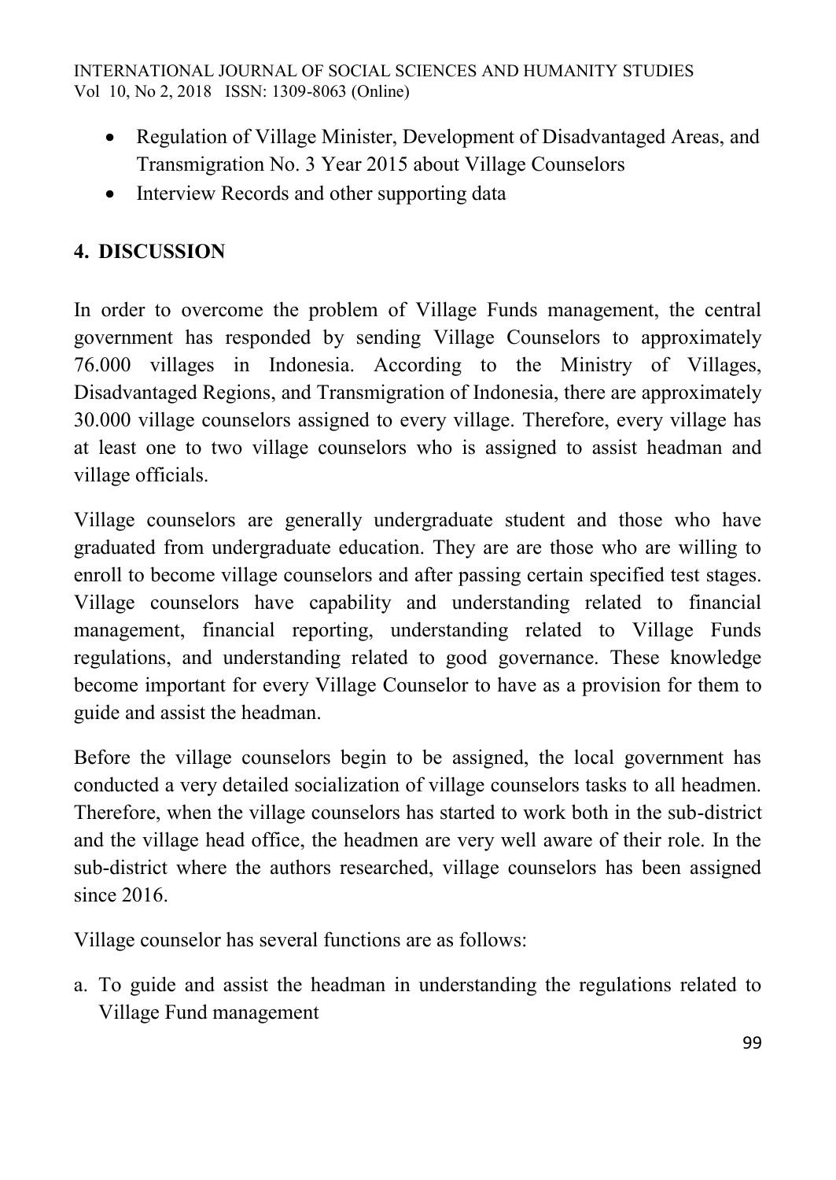- Regulation of Village Minister, Development of Disadvantaged Areas, and Transmigration No. 3 Year 2015 about Village Counselors
- Interview Records and other supporting data

## 4. DISCUSSION

In order to overcome the problem of Village Funds management, the central government has responded by sending Village Counselors to approximately 76.000 villages in Indonesia. According to the Ministry of Villages, Disadvantaged Regions, and Transmigration of Indonesia, there are approximately 30.000 village counselors assigned to every village. Therefore, every village has at least one to two village counselors who is assigned to assist headman and village officials.

Village counselors are generally undergraduate student and those who have graduated from undergraduate education. They are are those who are willing to enroll to become village counselors and after passing certain specified test stages. Village counselors have capability and understanding related to financial management, financial reporting, understanding related to Village Funds regulations, and understanding related to good governance. These knowledge become important for every Village Counselor to have as a provision for them to guide and assist the headman.

Before the village counselors begin to be assigned, the local government has conducted a very detailed socialization of village counselors tasks to all headmen. Therefore, when the village counselors has started to work both in the sub-district and the village head office, the headmen are very well aware of their role. In the sub-district where the authors researched, village counselors has been assigned since 2016.

Village counselor has several functions are as follows:

a. To guide and assist the headman in understanding the regulations related to Village Fund management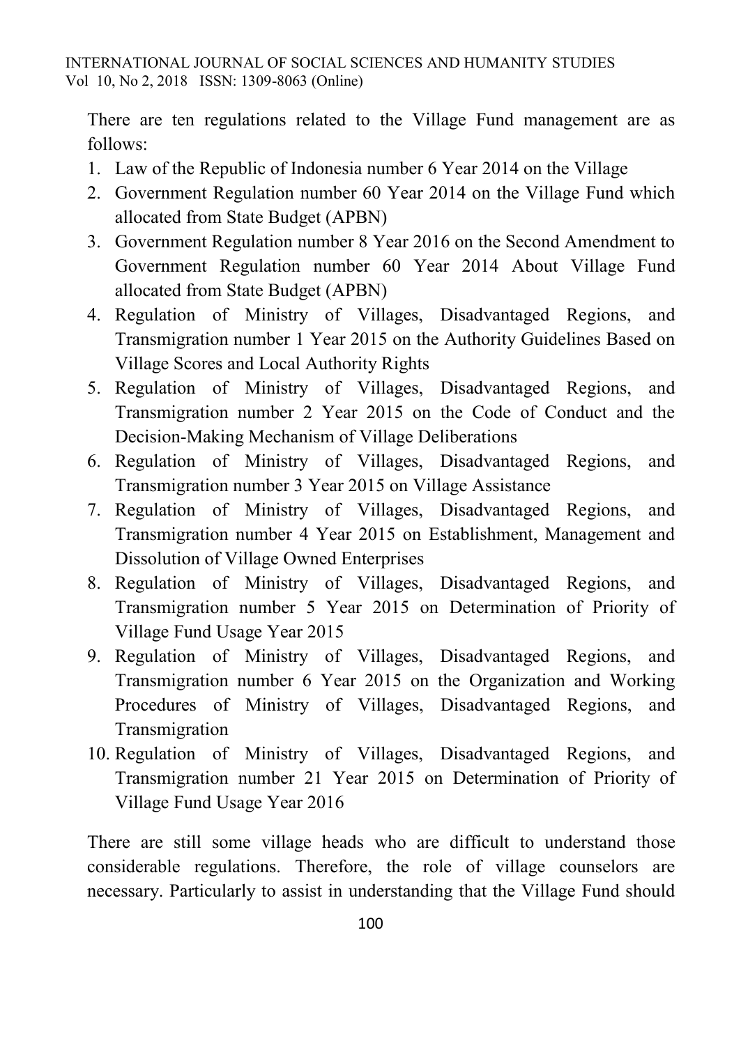There are ten regulations related to the Village Fund management are as follows:

1. Law of the Republic of Indonesia number 6 Year 2014 on the Village
2. Government Regulation number 60 Year 2014 on the Village Fund which allocated from State Budget (APBN)
3. Government Regulation number 8 Year 2016 on the Second Amendment to Government Regulation number 60 Year 2014 About Village Fund allocated from State Budget (APBN)
4. Regulation of Ministry of Villages, Disadvantaged Regions, and Transmigration number 1 Year 2015 on the Authority Guidelines Based on Village Scores and Local Authority Rights
5. Regulation of Ministry of Villages, Disadvantaged Regions, and Transmigration number 2 Year 2015 on the Code of Conduct and the Decision-Making Mechanism of Village Deliberations
6. Regulation of Ministry of Villages, Disadvantaged Regions, and Transmigration number 3 Year 2015 on Village Assistance
7. Regulation of Ministry of Villages, Disadvantaged Regions, and Transmigration number 4 Year 2015 on Establishment, Management and Dissolution of Village Owned Enterprises
8. Regulation of Ministry of Villages, Disadvantaged Regions, and Transmigration number 5 Year 2015 on Determination of Priority of Village Fund Usage Year 2015
9. Regulation of Ministry of Villages, Disadvantaged Regions, and Transmigration number 6 Year 2015 on the Organization and Working Procedures of Ministry of Villages, Disadvantaged Regions, and Transmigration
10. Regulation of Ministry of Villages, Disadvantaged Regions, and Transmigration number 21 Year 2015 on Determination of Priority of Village Fund Usage Year 2016

There are still some village heads who are difficult to understand those considerable regulations. Therefore, the role of village counselors are necessary. Particularly to assist in understanding that the Village Fund should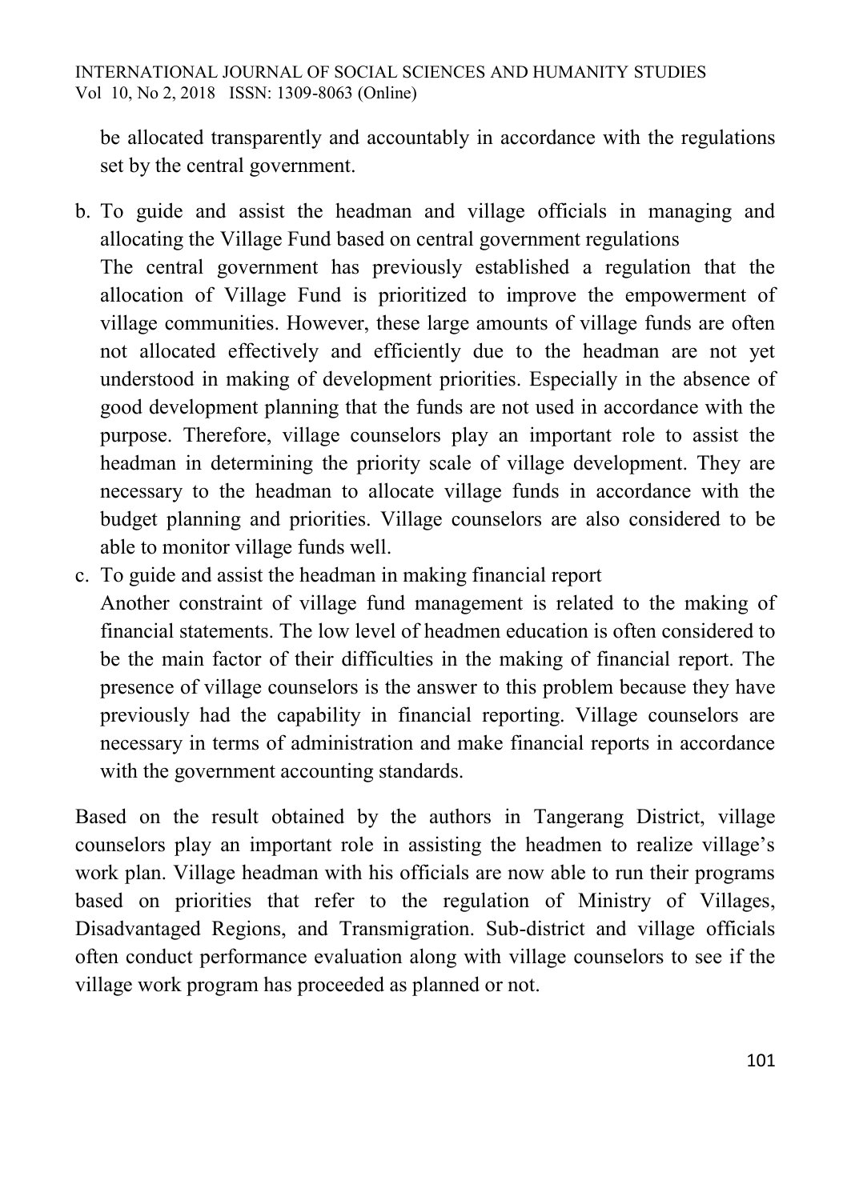be allocated transparently and accountably in accordance with the regulations set by the central government.

b. To guide and assist the headman and village officials in managing and allocating the Village Fund based on central government regulations
   The central government has previously established a regulation that the allocation of Village Fund is prioritized to improve the empowerment of village communities. However, these large amounts of village funds are often not allocated effectively and efficiently due to the headman are not yet understood in making of development priorities. Especially in the absence of good development planning that the funds are not used in accordance with the purpose. Therefore, village counselors play an important role to assist the headman in determining the priority scale of village development. They are necessary to the headman to allocate village funds in accordance with the budget planning and priorities. Village counselors are also considered to be able to monitor village funds well.
c. To guide and assist the headman in making financial report
   Another constraint of village fund management is related to the making of financial statements. The low level of headmen education is often considered to be the main factor of their difficulties in the making of financial report. The presence of village counselors is the answer to this problem because they have previously had the capability in financial reporting. Village counselors are necessary in terms of administration and make financial reports in accordance with the government accounting standards.

Based on the result obtained by the authors in Tangerang District, village counselors play an important role in assisting the headmen to realize village's work plan. Village headman with his officials are now able to run their programs based on priorities that refer to the regulation of Ministry of Villages, Disadvantaged Regions, and Transmigration. Sub-district and village officials often conduct performance evaluation along with village counselors to see if the village work program has proceeded as planned or not.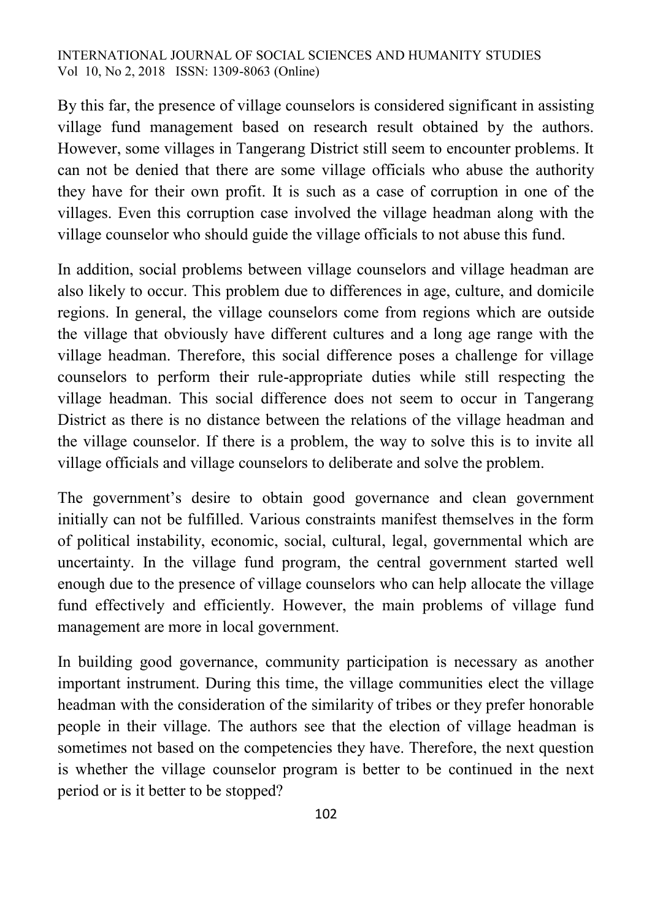By this far, the presence of village counselors is considered significant in assisting village fund management based on research result obtained by the authors. However, some villages in Tangerang District still seem to encounter problems. It can not be denied that there are some village officials who abuse the authority they have for their own profit. It is such as a case of corruption in one of the villages. Even this corruption case involved the village headman along with the village counselor who should guide the village officials to not abuse this fund.

In addition, social problems between village counselors and village headman are also likely to occur. This problem due to differences in age, culture, and domicile regions. In general, the village counselors come from regions which are outside the village that obviously have different cultures and a long age range with the village headman. Therefore, this social difference poses a challenge for village counselors to perform their rule-appropriate duties while still respecting the village headman. This social difference does not seem to occur in Tangerang District as there is no distance between the relations of the village headman and the village counselor. If there is a problem, the way to solve this is to invite all village officials and village counselors to deliberate and solve the problem.

The government's desire to obtain good governance and clean government initially can not be fulfilled. Various constraints manifest themselves in the form of political instability, economic, social, cultural, legal, governmental which are uncertainty. In the village fund program, the central government started well enough due to the presence of village counselors who can help allocate the village fund effectively and efficiently. However, the main problems of village fund management are more in local government.

In building good governance, community participation is necessary as another important instrument. During this time, the village communities elect the village headman with the consideration of the similarity of tribes or they prefer honorable people in their village. The authors see that the election of village headman is sometimes not based on the competencies they have. Therefore, the next question is whether the village counselor program is better to be continued in the next period or is it better to be stopped?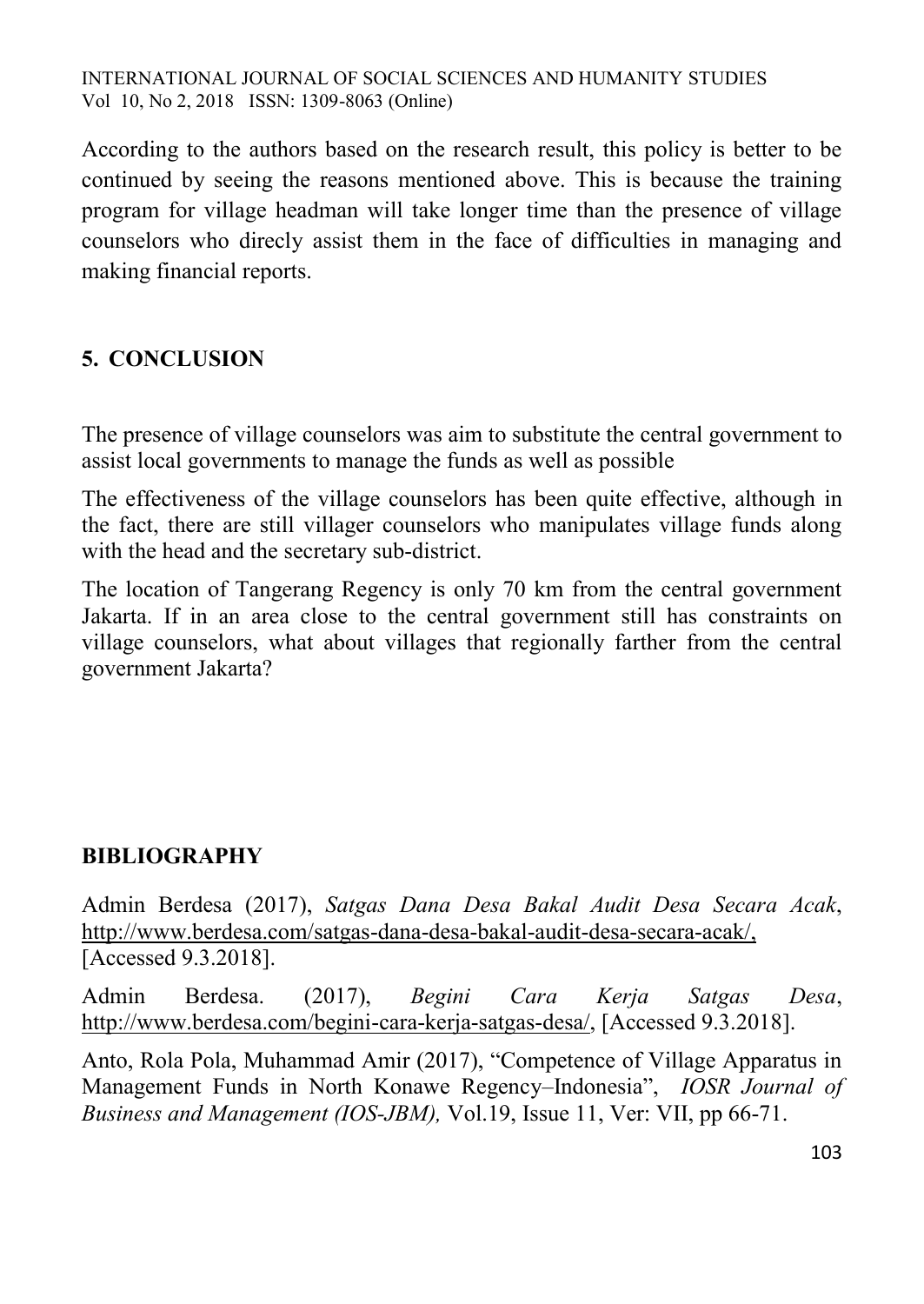According to the authors based on the research result, this policy is better to be continued by seeing the reasons mentioned above. This is because the training program for village headman will take longer time than the presence of village counselors who direcly assist them in the face of difficulties in managing and making financial reports.

## 5. CONCLUSION

The presence of village counselors was aim to substitute the central government to assist local governments to manage the funds as well as possible

The effectiveness of the village counselors has been quite effective, although in the fact, there are still villager counselors who manipulates village funds along with the head and the secretary sub-district.

The location of Tangerang Regency is only 70 km from the central government Jakarta. If in an area close to the central government still has constraints on village counselors, what about villages that regionally farther from the central government Jakarta?

## BIBLIOGRAPHY

Admin Berdesa (2017), *Satgas Dana Desa Bakal Audit Desa Secara Acak*, http://www.berdesa.com/satgas-dana-desa-bakal-audit-desa-secara-acak/, [Accessed 9.3.2018].

Admin Berdesa. (2017), *Begini Cara Kerja Satgas Desa*, http://www.berdesa.com/begini-cara-kerja-satgas-desa/, [Accessed 9.3.2018].

Anto, Rola Pola, Muhammad Amir (2017), "Competence of Village Apparatus in Management Funds in North Konawe Regency–Indonesia", *IOSR Journal of Business and Management (IOS-JBM),* Vol.19, Issue 11, Ver: VII, pp 66-71.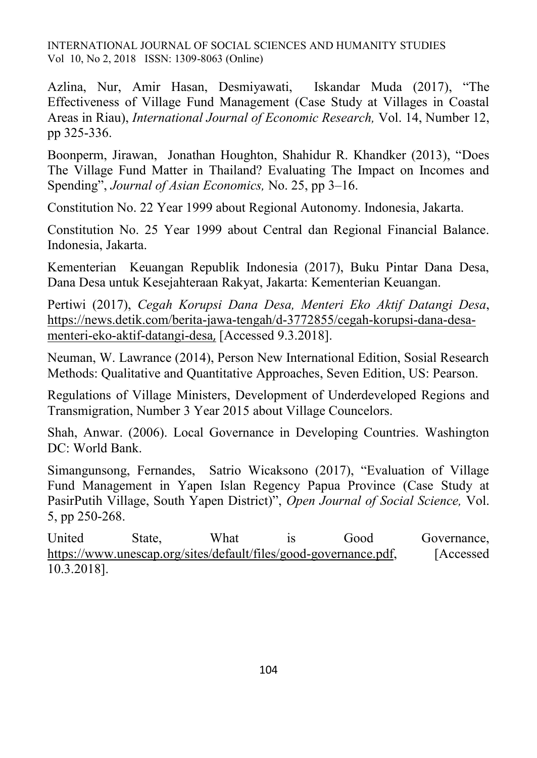Azlina, Nur, Amir Hasan, Desmiyawati, Iskandar Muda (2017), "The Effectiveness of Village Fund Management (Case Study at Villages in Coastal Areas in Riau), *International Journal of Economic Research,* Vol. 14, Number 12, pp 325-336.

Boonperm, Jirawan, Jonathan Houghton, Shahidur R. Khandker (2013), "Does The Village Fund Matter in Thailand? Evaluating The Impact on Incomes and Spending", *Journal of Asian Economics,* No. 25, pp 3–16.

Constitution No. 22 Year 1999 about Regional Autonomy. Indonesia, Jakarta.

Constitution No. 25 Year 1999 about Central dan Regional Financial Balance. Indonesia, Jakarta.

Kementerian Keuangan Republik Indonesia (2017), Buku Pintar Dana Desa, Dana Desa untuk Kesejahteraan Rakyat, Jakarta: Kementerian Keuangan.

Pertiwi (2017), *Cegah Korupsi Dana Desa, Menteri Eko Aktif Datangi Desa*, https://news.detik.com/berita-jawa-tengah/d-3772855/cegah-korupsi-dana-desa-menteri-eko-aktif-datangi-desa, [Accessed 9.3.2018].

Neuman, W. Lawrance (2014), Person New International Edition, Sosial Research Methods: Qualitative and Quantitative Approaches, Seven Edition, US: Pearson.

Regulations of Village Ministers, Development of Underdeveloped Regions and Transmigration, Number 3 Year 2015 about Village Councelors.

Shah, Anwar. (2006). Local Governance in Developing Countries. Washington DC: World Bank.

Simangunsong, Fernandes, Satrio Wicaksono (2017), "Evaluation of Village Fund Management in Yapen Islan Regency Papua Province (Case Study at PasirPutih Village, South Yapen District)", *Open Journal of Social Science,* Vol. 5, pp 250-268.

United State, What is Good Governance, https://www.unescap.org/sites/default/files/good-governance.pdf, [Accessed 10.3.2018].